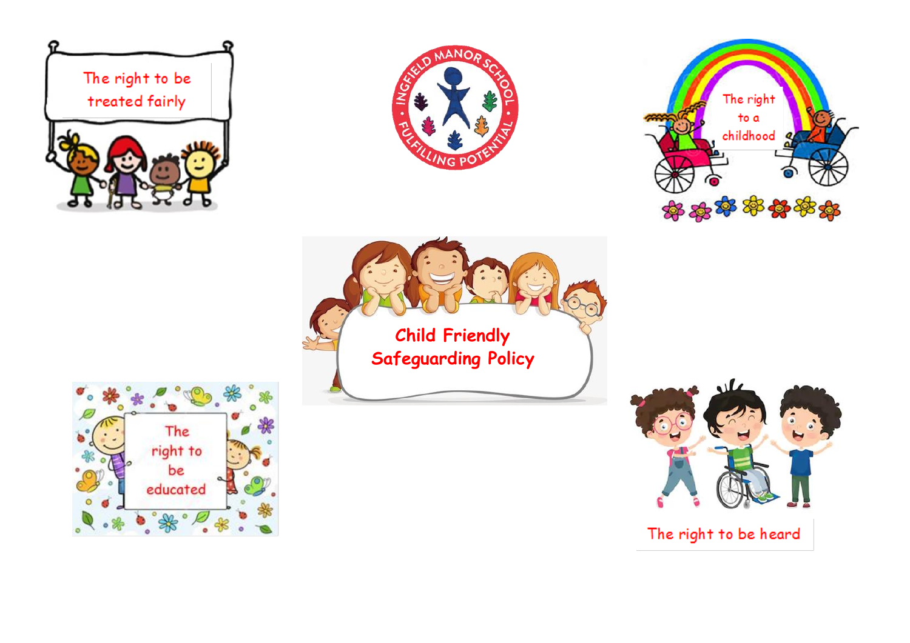INGFIELD MANOR SCHOOL • FULFILLING POTENTIAL •

# Child Friendly Safeguarding Policy

The right to be treated fairly

The right to a childhood

The right to be educated

The right to be heard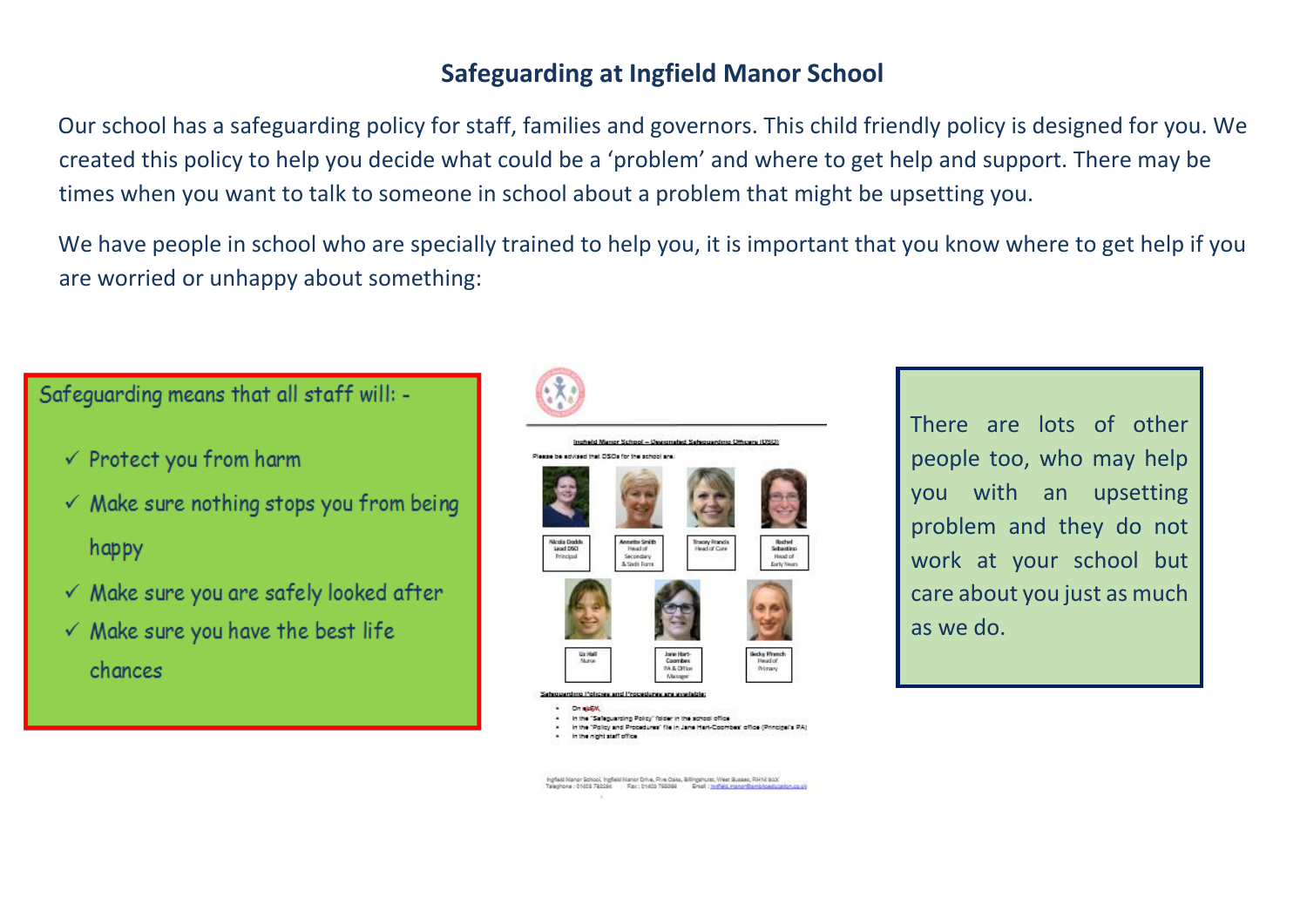## Safeguarding at Ingfield Manor School

Our school has a safeguarding policy for staff, families and governors. This child friendly policy is designed for you. We created this policy to help you decide what could be a 'problem' and where to get help and support. There may be times when you want to talk to someone in school about a problem that might be upsetting you.

We have people in school who are specially trained to help you, it is important that you know where to get help if you are worried or unhappy about something:

Safeguarding means that all staff will: -

- ✓ Protect you from harm
- ✓ Make sure nothing stops you from being happy
- ✓ Make sure you are safely looked after
- ✓ Make sure you have the best life chances

Ingfield Manor School – Designated Safeguarding Officers (DSO)

Please be advised that DSOs for the school are:

- Nicola Dodds – Lead DSO, Principal
- Annette Smith – Head of Secondary & Sixth Form
- Tracey Francis – Head of Care
- Rachel Sebastino – Head of Early Years
- Liz Hall – Nurse
- Jane Hart-Coombes – PA & Office Manager
- Becky Ffrench – Head of Primary

Safeguarding Policies and Procedures are available:

- On eSEN
- In the "Safeguarding Policy" folder in the school office
- In the "Policy and Procedures" file in Jane Hart-Coombes' office (Principal's PA)
- In the night staff office

Ingfield Manor School, Ingfield Manor Drive, Five Oaks, Billingshurst, West Sussex, RH14 9AX
Telephone : 01403 782294 Fax : 01403 783068 Email : ingfield.manor@ambitiouseducation.co.uk

There are lots of other people too, who may help you with an upsetting problem and they do not work at your school but care about you just as much as we do.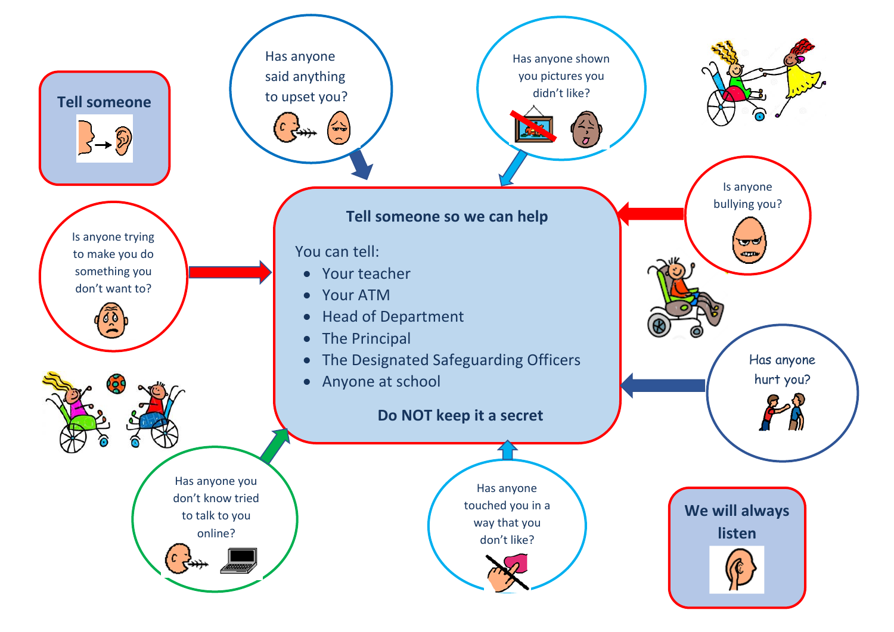**Tell someone**

Has anyone said anything to upset you?

Has anyone shown you pictures you didn't like?

Is anyone bullying you?

Is anyone trying to make you do something you don't want to?

Has anyone hurt you?

Has anyone you don't know tried to talk to you online?

Has anyone touched you in a way that you don't like?

## Tell someone so we can help

You can tell:

- Your teacher
- Your ATM
- Head of Department
- The Principal
- The Designated Safeguarding Officers
- Anyone at school

**Do NOT keep it a secret**

**We will always listen**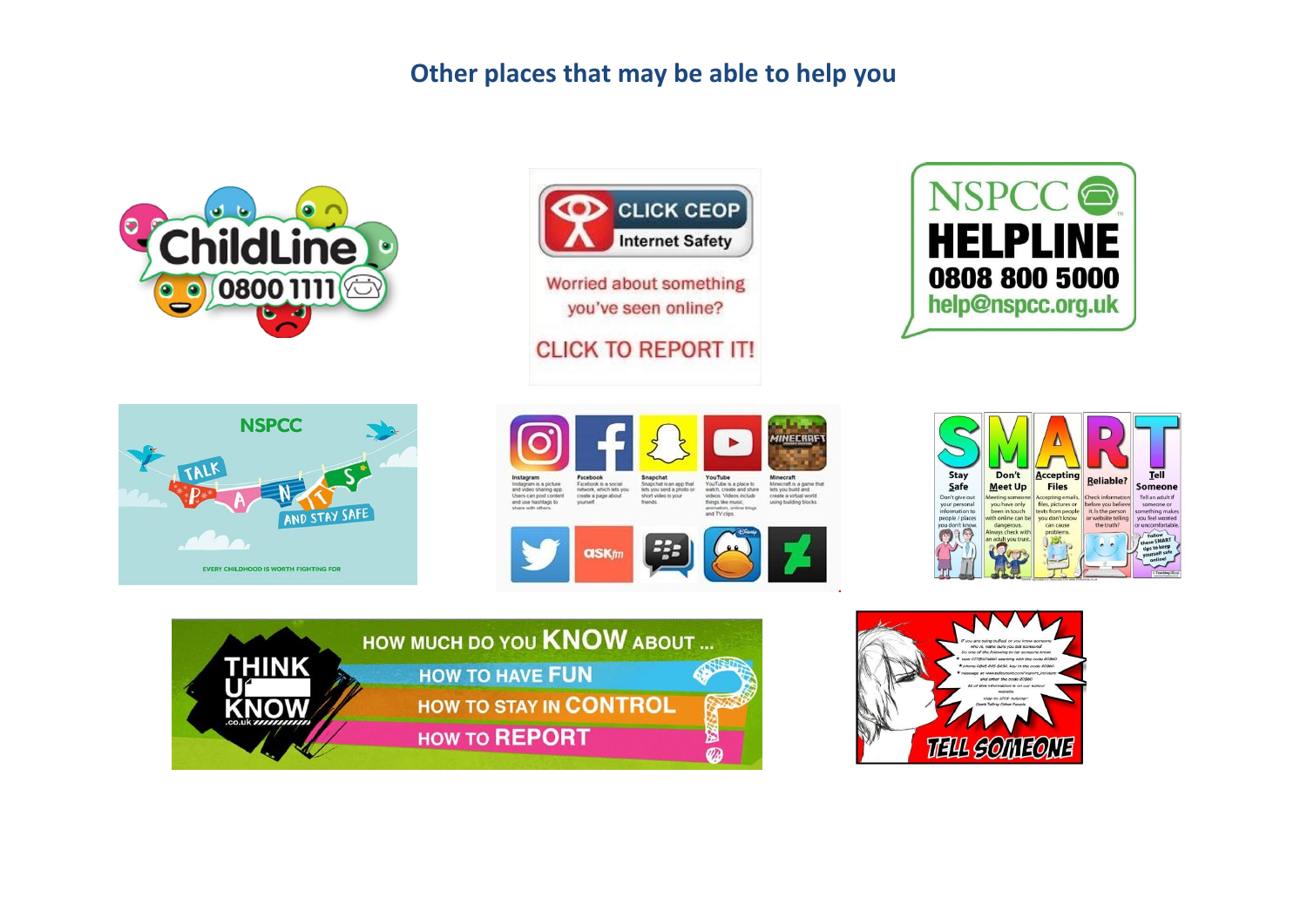## Other places that may be able to help you

ChildLine 0800 1111

CLICK CEOP Internet Safety

Worried about something you've seen online?

CLICK TO REPORT IT!

NSPCC HELPLINE

0808 800 5000

help@nspcc.org.uk

NSPCC

TALK PANTS AND STAY SAFE

EVERY CHILDHOOD IS WORTH FIGHTING FOR

Instagram

Facebook

Snapchat

YouTube

Minecraft

SMART

S Stay Safe

M Don't Meet Up

A Accepting Files

R Reliable?

T Tell Someone

THINK U KNOW .co.uk

HOW MUCH DO YOU KNOW ABOUT ...

HOW TO HAVE FUN

HOW TO STAY IN CONTROL

HOW TO REPORT

TELL SOMEONE